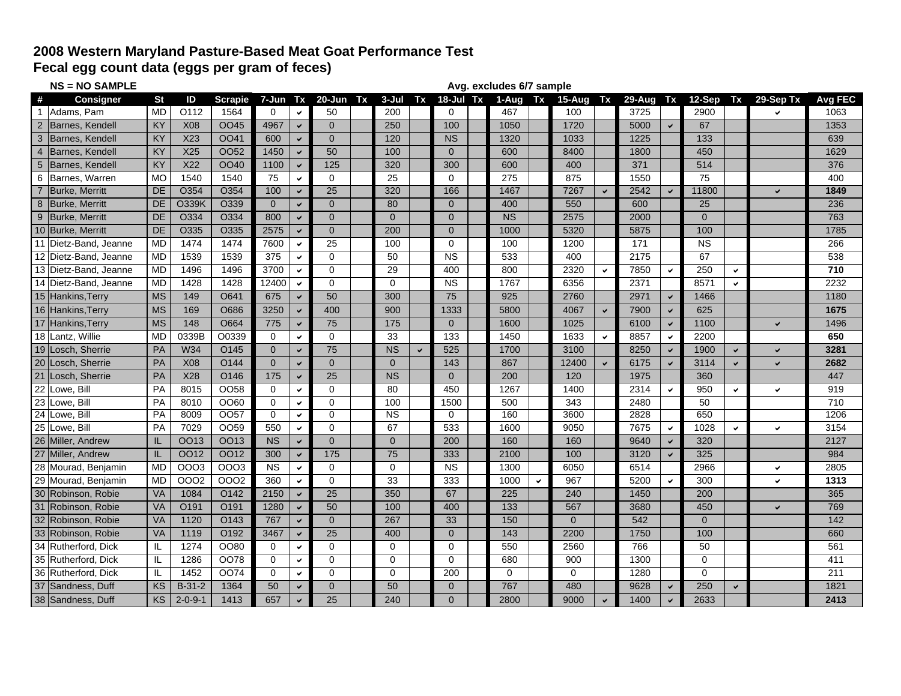## 2008 Western Maryland Pasture-Based Meat Goat Performance Test
## Fecal egg count data (eggs per gram of feces)

**NS = NO SAMPLE** **Avg. excludes 6/7 sample**

| # | Consigner | St | ID | Scrapie | 7-Jun | Tx | 20-Jun | Tx | 3-Jul | Tx | 18-Jul | Tx | 1-Aug | Tx | 15-Aug | Tx | 29-Aug | Tx | 12-Sep | Tx | 29-Sep Tx | Avg FEC |
|---|---|---|---|---|---|---|---|---|---|---|---|---|---|---|---|---|---|---|---|---|---|---|
| 1 | Adams, Pam | MD | O112 | 1564 | 0 | ✔ | 50 | | 200 | | 0 | | 467 | | 100 | | 3725 | | 2900 | | ✔ | 1063 |
| 2 | Barnes, Kendell | KY | X08 | OO45 | 4967 | ✔ | 0 | | 250 | | 100 | | 1050 | | 1720 | | 5000 | ✔ | 67 | | | 1353 |
| 3 | Barnes, Kendell | KY | X23 | OO41 | 600 | ✔ | 0 | | 120 | | NS | | 1320 | | 1033 | | 1225 | | 133 | | | 639 |
| 4 | Barnes, Kendell | KY | X25 | OO52 | 1450 | ✔ | 50 | | 100 | | 0 | | 600 | | 8400 | | 1800 | | 450 | | | 1629 |
| 5 | Barnes, Kendell | KY | X22 | OO40 | 1100 | ✔ | 125 | | 320 | | 300 | | 600 | | 400 | | 371 | | 514 | | | 376 |
| 6 | Barnes, Warren | MO | 1540 | 1540 | 75 | ✔ | 0 | | 25 | | 0 | | 275 | | 875 | | 1550 | | 75 | | | 400 |
| 7 | Burke, Merritt | DE | O354 | O354 | 100 | ✔ | 25 | | 320 | | 166 | | 1467 | | 7267 | ✔ | 2542 | ✔ | 11800 | | ✔ | **1849** |
| 8 | Burke, Merritt | DE | O339K | O339 | 0 | ✔ | 0 | | 80 | | 0 | | 400 | | 550 | | 600 | | 25 | | | 236 |
| 9 | Burke, Merritt | DE | O334 | O334 | 800 | ✔ | 0 | | 0 | | 0 | | NS | | 2575 | | 2000 | | 0 | | | 763 |
| 10 | Burke, Merritt | DE | O335 | O335 | 2575 | ✔ | 0 | | 200 | | 0 | | 1000 | | 5320 | | 5875 | | 100 | | | 1785 |
| 11 | Dietz-Band, Jeanne | MD | 1474 | 1474 | 7600 | ✔ | 25 | | 100 | | 0 | | 100 | | 1200 | | 171 | | NS | | | 266 |
| 12 | Dietz-Band, Jeanne | MD | 1539 | 1539 | 375 | ✔ | 0 | | 50 | | NS | | 533 | | 400 | | 2175 | | 67 | | | 538 |
| 13 | Dietz-Band, Jeanne | MD | 1496 | 1496 | 3700 | ✔ | 0 | | 29 | | 400 | | 800 | | 2320 | ✔ | 7850 | ✔ | 250 | ✔ | | **710** |
| 14 | Dietz-Band, Jeanne | MD | 1428 | 1428 | 12400 | ✔ | 0 | | 0 | | NS | | 1767 | | 6356 | | 2371 | | 8571 | ✔ | | 2232 |
| 15 | Hankins,Terry | MS | 149 | O641 | 675 | ✔ | 50 | | 300 | | 75 | | 925 | | 2760 | | 2971 | ✔ | 1466 | | | 1180 |
| 16 | Hankins,Terry | MS | 169 | O686 | 3250 | ✔ | 400 | | 900 | | 1333 | | 5800 | | 4067 | ✔ | 7900 | ✔ | 625 | | | **1675** |
| 17 | Hankins,Terry | MS | 148 | O664 | 775 | ✔ | 75 | | 175 | | 0 | | 1600 | | 1025 | | 6100 | ✔ | 1100 | | ✔ | 1496 |
| 18 | Lantz, Willie | MD | 0339B | O0339 | 0 | ✔ | 0 | | 33 | | 133 | | 1450 | | 1633 | ✔ | 8857 | ✔ | 2200 | | | **650** |
| 19 | Losch, Sherrie | PA | W34 | O145 | 0 | ✔ | 75 | | NS | ✔ | 525 | | 1700 | | 3100 | | 8250 | ✔ | 1900 | ✔ | ✔ | **3281** |
| 20 | Losch, Sherrie | PA | X08 | O144 | 0 | ✔ | 0 | | 0 | | 143 | | 867 | | 12400 | ✔ | 6175 | ✔ | 3114 | ✔ | ✔ | **2682** |
| 21 | Losch, Sherrie | PA | X28 | O146 | 175 | ✔ | 25 | | NS | | 0 | | 200 | | 120 | | 1975 | | 360 | | | 447 |
| 22 | Lowe, Bill | PA | 8015 | OO58 | 0 | ✔ | 0 | | 80 | | 450 | | 1267 | | 1400 | | 2314 | ✔ | 950 | ✔ | ✔ | 919 |
| 23 | Lowe, Bill | PA | 8010 | OO60 | 0 | ✔ | 0 | | 100 | | 1500 | | 500 | | 343 | | 2480 | | 50 | | | 710 |
| 24 | Lowe, Bill | PA | 8009 | OO57 | 0 | ✔ | 0 | | NS | | 0 | | 160 | | 3600 | | 2828 | | 650 | | | 1206 |
| 25 | Lowe, Bill | PA | 7029 | OO59 | 550 | ✔ | 0 | | 67 | | 533 | | 1600 | | 9050 | | 7675 | ✔ | 1028 | ✔ | ✔ | 3154 |
| 26 | Miller, Andrew | IL | OO13 | OO13 | NS | ✔ | 0 | | 0 | | 200 | | 160 | | 160 | | 9640 | ✔ | 320 | | | 2127 |
| 27 | Miller, Andrew | IL | OO12 | OO12 | 300 | ✔ | 175 | | 75 | | 333 | | 2100 | | 100 | | 3120 | ✔ | 325 | | | 984 |
| 28 | Mourad, Benjamin | MD | OOO3 | OOO3 | NS | ✔ | 0 | | 0 | | NS | | 1300 | | 6050 | | 6514 | | 2966 | | ✔ | 2805 |
| 29 | Mourad, Benjamin | MD | OOO2 | OOO2 | 360 | ✔ | 0 | | 33 | | 333 | | 1000 | ✔ | 967 | | 5200 | ✔ | 300 | | ✔ | **1313** |
| 30 | Robinson, Robie | VA | 1084 | O142 | 2150 | ✔ | 25 | | 350 | | 67 | | 225 | | 240 | | 1450 | | 200 | | | 365 |
| 31 | Robinson, Robie | VA | O191 | O191 | 1280 | ✔ | 50 | | 100 | | 400 | | 133 | | 567 | | 3680 | | 450 | | ✔ | 769 |
| 32 | Robinson, Robie | VA | 1120 | O143 | 767 | ✔ | 0 | | 267 | | 33 | | 150 | | 0 | | 542 | | 0 | | | 142 |
| 33 | Robinson, Robie | VA | 1119 | O192 | 3467 | ✔ | 25 | | 400 | | 0 | | 143 | | 2200 | | 1750 | | 100 | | | 660 |
| 34 | Rutherford, Dick | IL | 1274 | OO80 | 0 | ✔ | 0 | | 0 | | 0 | | 550 | | 2560 | | 766 | | 50 | | | 561 |
| 35 | Rutherford, Dick | IL | 1286 | OO78 | 0 | ✔ | 0 | | 0 | | 0 | | 680 | | 900 | | 1300 | | 0 | | | 411 |
| 36 | Rutherford, Dick | IL | 1452 | OO74 | 0 | ✔ | 0 | | 0 | | 200 | | 0 | | 0 | | 1280 | | 0 | | | 211 |
| 37 | Sandness, Duff | KS | B-31-2 | 1364 | 50 | ✔ | 0 | | 50 | | 0 | | 767 | | 480 | | 9628 | ✔ | 250 | ✔ | | 1821 |
| 38 | Sandness, Duff | KS | 2-0-9-1 | 1413 | 657 | ✔ | 25 | | 240 | | 0 | | 2800 | | 9000 | ✔ | 1400 | ✔ | 2633 | | | **2413** |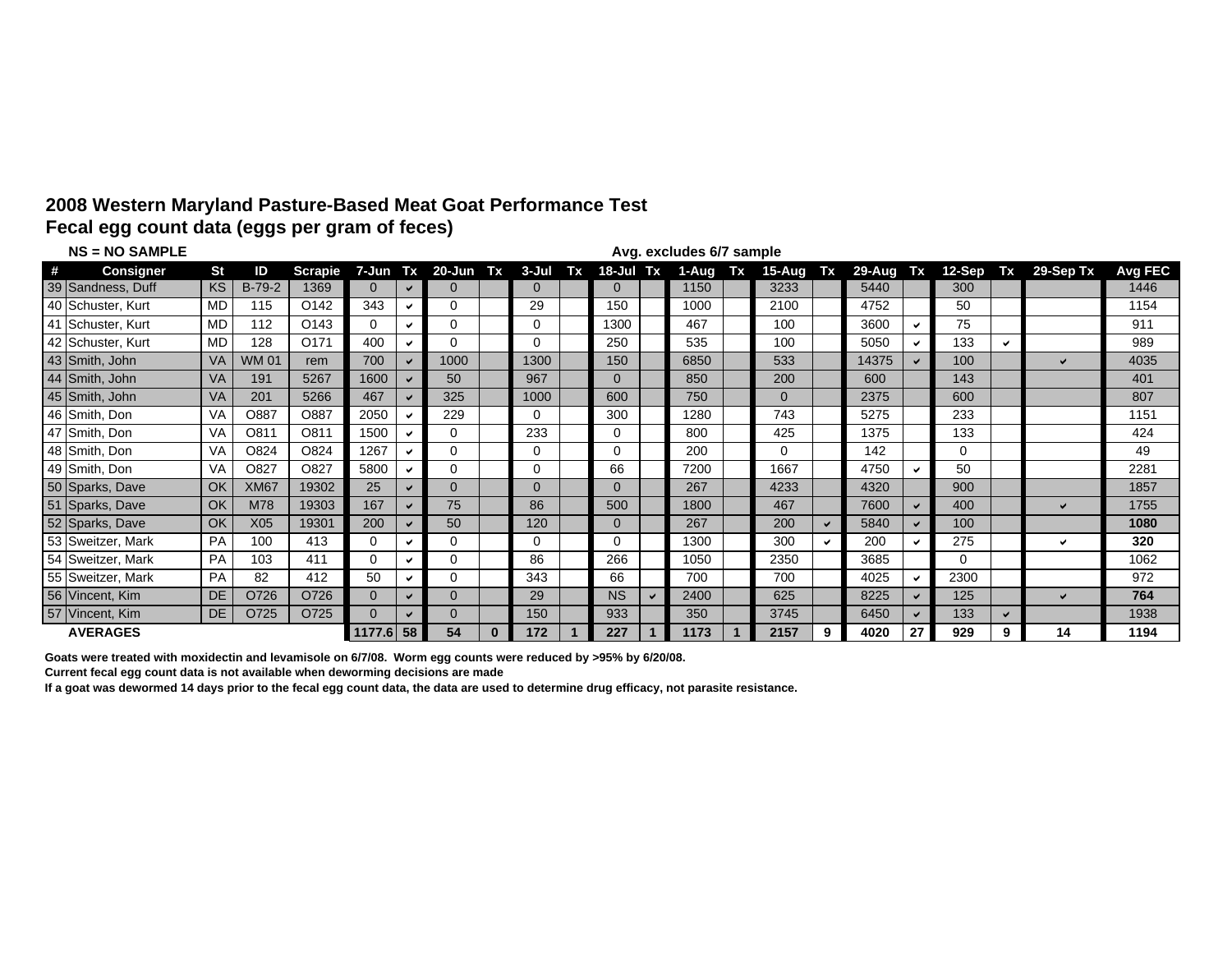## 2008 Western Maryland Pasture-Based Meat Goat Performance Test

## Fecal egg count data (eggs per gram of feces)

**NS = NO SAMPLE**

**Avg. excludes 6/7 sample**

| # | Consigner | St | ID | Scrapie | 7-Jun | Tx | 20-Jun | Tx | 3-Jul | Tx | 18-Jul | Tx | 1-Aug | Tx | 15-Aug | Tx | 29-Aug | Tx | 12-Sep | Tx | 29-Sep Tx | Avg FEC |
|---|---|---|---|---|---|---|---|---|---|---|---|---|---|---|---|---|---|---|---|---|---|---|
| 39 | Sandness, Duff | KS | B-79-2 | 1369 | 0 | ✔ | 0 | | 0 | | 0 | | 1150 | | 3233 | | 5440 | | 300 | | | 1446 |
| 40 | Schuster, Kurt | MD | 115 | O142 | 343 | ✔ | 0 | | 29 | | 150 | | 1000 | | 2100 | | 4752 | | 50 | | | 1154 |
| 41 | Schuster, Kurt | MD | 112 | O143 | 0 | ✔ | 0 | | 0 | | 1300 | | 467 | | 100 | | 3600 | ✔ | 75 | | | 911 |
| 42 | Schuster, Kurt | MD | 128 | O171 | 400 | ✔ | 0 | | 0 | | 250 | | 535 | | 100 | | 5050 | ✔ | 133 | ✔ | | 989 |
| 43 | Smith, John | VA | WM 01 | rem | 700 | ✔ | 1000 | | 1300 | | 150 | | 6850 | | 533 | | 14375 | ✔ | 100 | | ✔ | 4035 |
| 44 | Smith, John | VA | 191 | 5267 | 1600 | ✔ | 50 | | 967 | | 0 | | 850 | | 200 | | 600 | | 143 | | | 401 |
| 45 | Smith, John | VA | 201 | 5266 | 467 | ✔ | 325 | | 1000 | | 600 | | 750 | | 0 | | 2375 | | 600 | | | 807 |
| 46 | Smith, Don | VA | O887 | O887 | 2050 | ✔ | 229 | | 0 | | 300 | | 1280 | | 743 | | 5275 | | 233 | | | 1151 |
| 47 | Smith, Don | VA | O811 | O811 | 1500 | ✔ | 0 | | 233 | | 0 | | 800 | | 425 | | 1375 | | 133 | | | 424 |
| 48 | Smith, Don | VA | O824 | O824 | 1267 | ✔ | 0 | | 0 | | 0 | | 200 | | 0 | | 142 | | 0 | | | 49 |
| 49 | Smith, Don | VA | O827 | O827 | 5800 | ✔ | 0 | | 0 | | 66 | | 7200 | | 1667 | | 4750 | ✔ | 50 | | | 2281 |
| 50 | Sparks, Dave | OK | XM67 | 19302 | 25 | ✔ | 0 | | 0 | | 0 | | 267 | | 4233 | | 4320 | | 900 | | | 1857 |
| 51 | Sparks, Dave | OK | M78 | 19303 | 167 | ✔ | 75 | | 86 | | 500 | | 1800 | | 467 | | 7600 | ✔ | 400 | | ✔ | 1755 |
| 52 | Sparks, Dave | OK | X05 | 19301 | 200 | ✔ | 50 | | 120 | | 0 | | 267 | | 200 | ✔ | 5840 | ✔ | 100 | | | **1080** |
| 53 | Sweitzer, Mark | PA | 100 | 413 | 0 | ✔ | 0 | | 0 | | 0 | | 1300 | | 300 | ✔ | 200 | ✔ | 275 | | ✔ | **320** |
| 54 | Sweitzer, Mark | PA | 103 | 411 | 0 | ✔ | 0 | | 86 | | 266 | | 1050 | | 2350 | | 3685 | | 0 | | | 1062 |
| 55 | Sweitzer, Mark | PA | 82 | 412 | 50 | ✔ | 0 | | 343 | | 66 | | 700 | | 700 | | 4025 | ✔ | 2300 | | | 972 |
| 56 | Vincent, Kim | DE | O726 | O726 | 0 | ✔ | 0 | | 29 | | NS | ✔ | 2400 | | 625 | | 8225 | ✔ | 125 | | ✔ | 764 |
| 57 | Vincent, Kim | DE | O725 | O725 | 0 | ✔ | 0 | | 150 | | 933 | | 350 | | 3745 | | 6450 | ✔ | 133 | ✔ | | 1938 |
| | **AVERAGES** | | | | **1177.6** | **58** | **54** | **0** | **172** | **1** | **227** | **1** | **1173** | **1** | **2157** | **9** | **4020** | **27** | **929** | **9** | **14** | **1194** |

**Goats were treated with moxidectin and levamisole on 6/7/08. Worm egg counts were reduced by >95% by 6/20/08.**

**Current fecal egg count data is not available when deworming decisions are made**

**If a goat was dewormed 14 days prior to the fecal egg count data, the data are used to determine drug efficacy, not parasite resistance.**